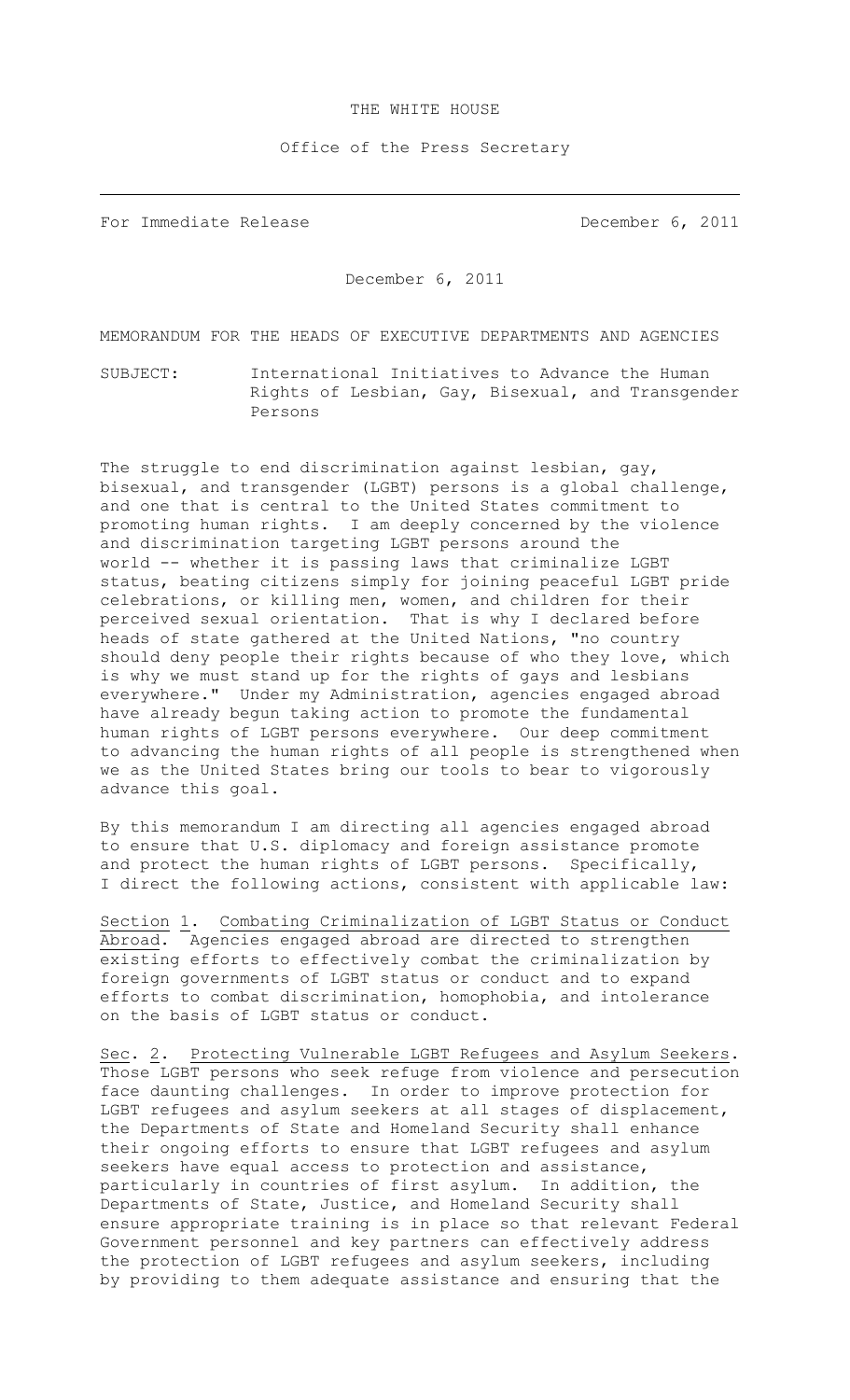THE WHITE HOUSE

Office of the Press Secretary

---

For Immediate Release December 6, 2011

December 6, 2011

MEMORANDUM FOR THE HEADS OF EXECUTIVE DEPARTMENTS AND AGENCIES

SUBJECT: International Initiatives to Advance the Human Rights of Lesbian, Gay, Bisexual, and Transgender Persons

The struggle to end discrimination against lesbian, gay, bisexual, and transgender (LGBT) persons is a global challenge, and one that is central to the United States commitment to promoting human rights. I am deeply concerned by the violence and discrimination targeting LGBT persons around the world -- whether it is passing laws that criminalize LGBT status, beating citizens simply for joining peaceful LGBT pride celebrations, or killing men, women, and children for their perceived sexual orientation. That is why I declared before heads of state gathered at the United Nations, "no country should deny people their rights because of who they love, which is why we must stand up for the rights of gays and lesbians everywhere." Under my Administration, agencies engaged abroad have already begun taking action to promote the fundamental human rights of LGBT persons everywhere. Our deep commitment to advancing the human rights of all people is strengthened when we as the United States bring our tools to bear to vigorously advance this goal.

By this memorandum I am directing all agencies engaged abroad to ensure that U.S. diplomacy and foreign assistance promote and protect the human rights of LGBT persons. Specifically, I direct the following actions, consistent with applicable law:

Section 1. Combating Criminalization of LGBT Status or Conduct Abroad. Agencies engaged abroad are directed to strengthen existing efforts to effectively combat the criminalization by foreign governments of LGBT status or conduct and to expand efforts to combat discrimination, homophobia, and intolerance on the basis of LGBT status or conduct.

Sec. 2. Protecting Vulnerable LGBT Refugees and Asylum Seekers. Those LGBT persons who seek refuge from violence and persecution face daunting challenges. In order to improve protection for LGBT refugees and asylum seekers at all stages of displacement, the Departments of State and Homeland Security shall enhance their ongoing efforts to ensure that LGBT refugees and asylum seekers have equal access to protection and assistance, particularly in countries of first asylum. In addition, the Departments of State, Justice, and Homeland Security shall ensure appropriate training is in place so that relevant Federal Government personnel and key partners can effectively address the protection of LGBT refugees and asylum seekers, including by providing to them adequate assistance and ensuring that the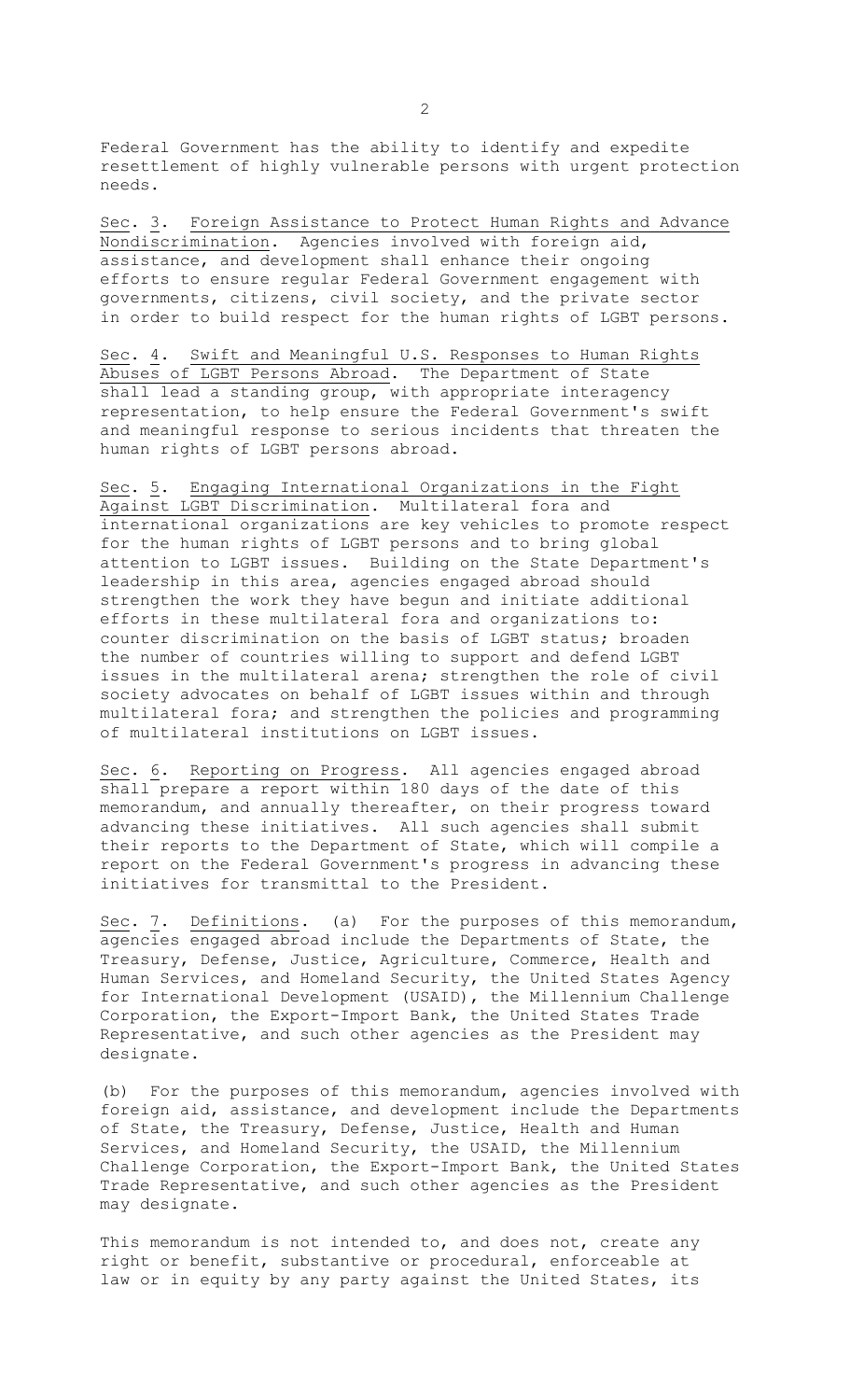Federal Government has the ability to identify and expedite resettlement of highly vulnerable persons with urgent protection needs.

Sec. 3. Foreign Assistance to Protect Human Rights and Advance Nondiscrimination. Agencies involved with foreign aid, assistance, and development shall enhance their ongoing efforts to ensure regular Federal Government engagement with governments, citizens, civil society, and the private sector in order to build respect for the human rights of LGBT persons.

Sec. 4. Swift and Meaningful U.S. Responses to Human Rights Abuses of LGBT Persons Abroad. The Department of State shall lead a standing group, with appropriate interagency representation, to help ensure the Federal Government's swift and meaningful response to serious incidents that threaten the human rights of LGBT persons abroad.

Sec. 5. Engaging International Organizations in the Fight Against LGBT Discrimination. Multilateral fora and international organizations are key vehicles to promote respect for the human rights of LGBT persons and to bring global attention to LGBT issues. Building on the State Department's leadership in this area, agencies engaged abroad should strengthen the work they have begun and initiate additional efforts in these multilateral fora and organizations to: counter discrimination on the basis of LGBT status; broaden the number of countries willing to support and defend LGBT issues in the multilateral arena; strengthen the role of civil society advocates on behalf of LGBT issues within and through multilateral fora; and strengthen the policies and programming of multilateral institutions on LGBT issues.

Sec. 6. Reporting on Progress. All agencies engaged abroad shall prepare a report within 180 days of the date of this memorandum, and annually thereafter, on their progress toward advancing these initiatives. All such agencies shall submit their reports to the Department of State, which will compile a report on the Federal Government's progress in advancing these initiatives for transmittal to the President.

Sec. 7. Definitions. (a) For the purposes of this memorandum, agencies engaged abroad include the Departments of State, the Treasury, Defense, Justice, Agriculture, Commerce, Health and Human Services, and Homeland Security, the United States Agency for International Development (USAID), the Millennium Challenge Corporation, the Export-Import Bank, the United States Trade Representative, and such other agencies as the President may designate.

(b) For the purposes of this memorandum, agencies involved with foreign aid, assistance, and development include the Departments of State, the Treasury, Defense, Justice, Health and Human Services, and Homeland Security, the USAID, the Millennium Challenge Corporation, the Export-Import Bank, the United States Trade Representative, and such other agencies as the President may designate.

This memorandum is not intended to, and does not, create any right or benefit, substantive or procedural, enforceable at law or in equity by any party against the United States, its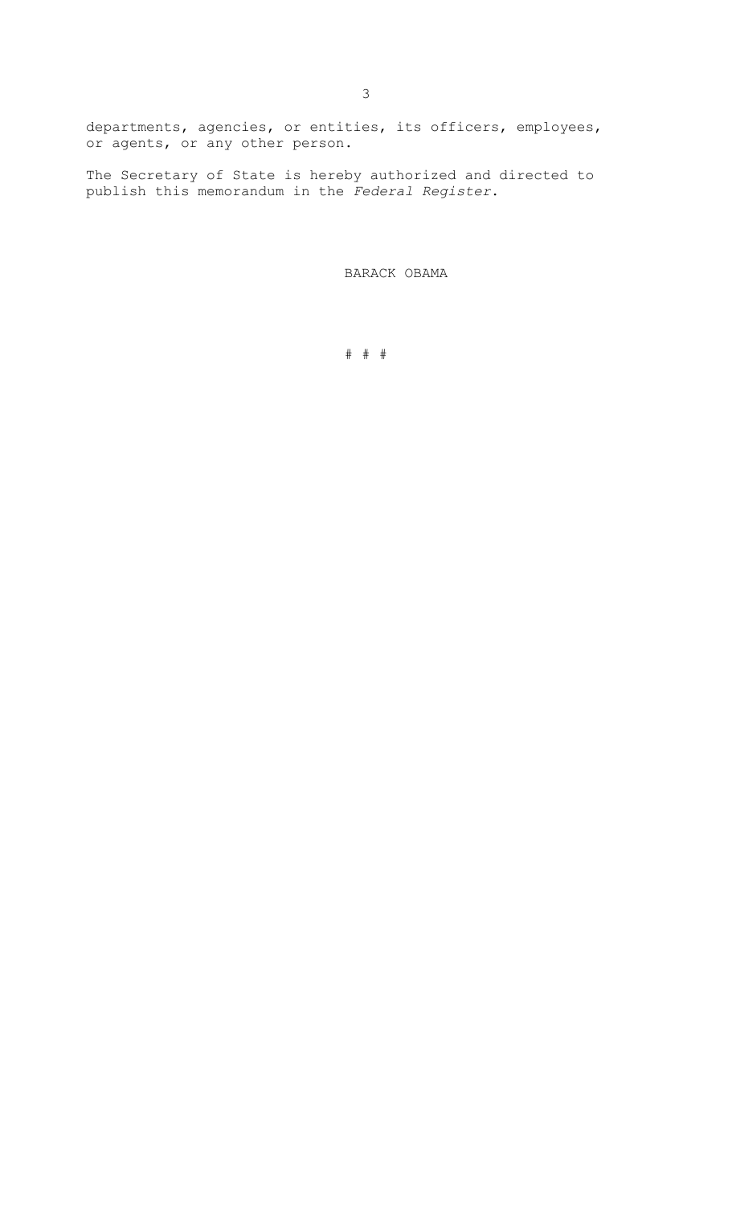departments, agencies, or entities, its officers, employees, or agents, or any other person.

The Secretary of State is hereby authorized and directed to publish this memorandum in the *Federal Register*.

BARACK OBAMA

# # #